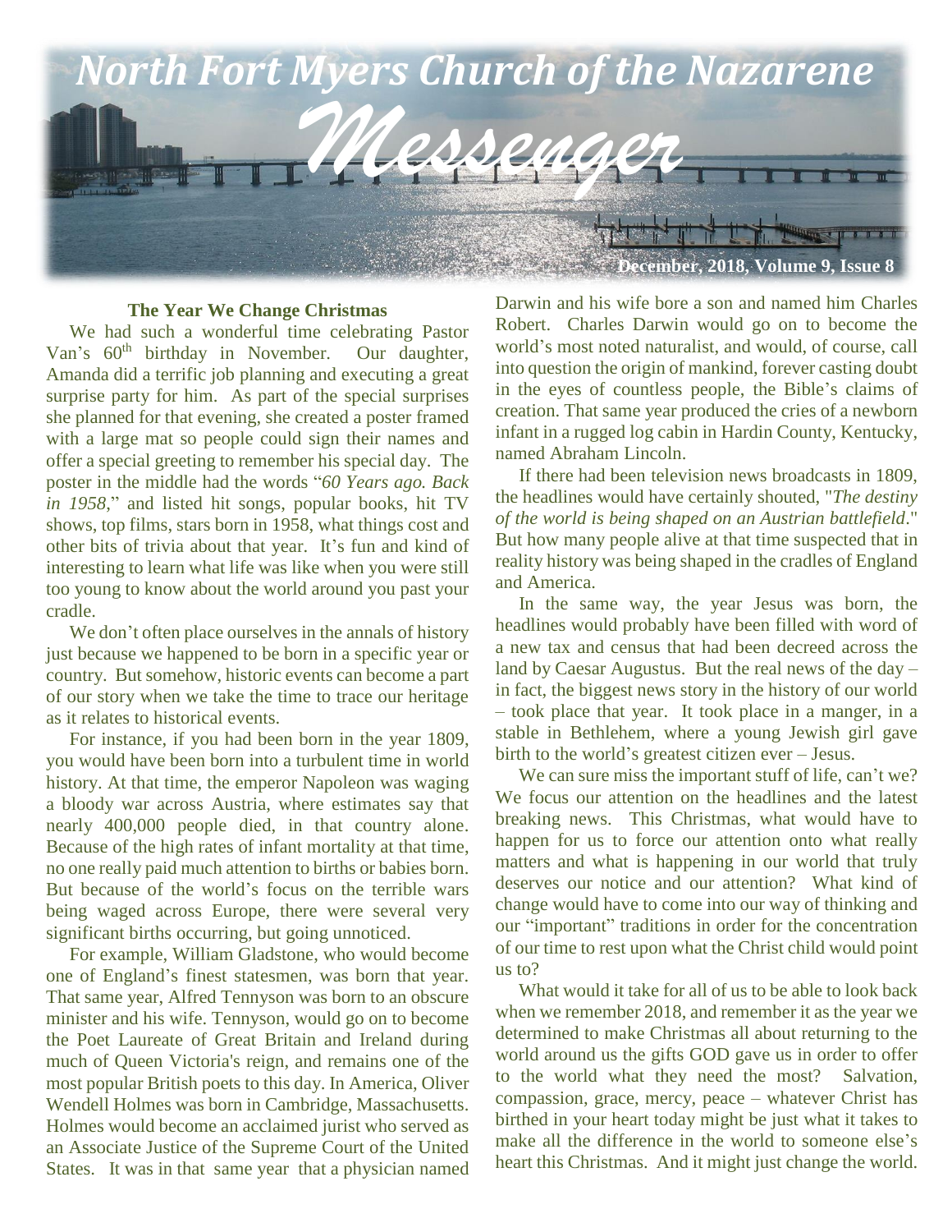# North Fort Myers Church of the Nazarene

# Messenger

December, 2018, Volume 9, Issue 8

### The Year We Change Christmas

We had such a wonderful time celebrating Pastor Van's 60th birthday in November. Our daughter, Amanda did a terrific job planning and executing a great surprise party for him. As part of the special surprises she planned for that evening, she created a poster framed with a large mat so people could sign their names and offer a special greeting to remember his special day. The poster in the middle had the words "*60 Years ago. Back in 1958*," and listed hit songs, popular books, hit TV shows, top films, stars born in 1958, what things cost and other bits of trivia about that year. It's fun and kind of interesting to learn what life was like when you were still too young to know about the world around you past your cradle.

We don't often place ourselves in the annals of history just because we happened to be born in a specific year or country. But somehow, historic events can become a part of our story when we take the time to trace our heritage as it relates to historical events.

For instance, if you had been born in the year 1809, you would have been born into a turbulent time in world history. At that time, the emperor Napoleon was waging a bloody war across Austria, where estimates say that nearly 400,000 people died, in that country alone. Because of the high rates of infant mortality at that time, no one really paid much attention to births or babies born. But because of the world's focus on the terrible wars being waged across Europe, there were several very significant births occurring, but going unnoticed.

For example, William Gladstone, who would become one of England's finest statesmen, was born that year. That same year, Alfred Tennyson was born to an obscure minister and his wife. Tennyson, would go on to become the Poet Laureate of Great Britain and Ireland during much of Queen Victoria's reign, and remains one of the most popular British poets to this day. In America, Oliver Wendell Holmes was born in Cambridge, Massachusetts. Holmes would become an acclaimed jurist who served as an Associate Justice of the Supreme Court of the United States. It was in that same year that a physician named Darwin and his wife bore a son and named him Charles Robert. Charles Darwin would go on to become the world's most noted naturalist, and would, of course, call into question the origin of mankind, forever casting doubt in the eyes of countless people, the Bible's claims of creation. That same year produced the cries of a newborn infant in a rugged log cabin in Hardin County, Kentucky, named Abraham Lincoln.

If there had been television news broadcasts in 1809, the headlines would have certainly shouted, "*The destiny of the world is being shaped on an Austrian battlefield*." But how many people alive at that time suspected that in reality history was being shaped in the cradles of England and America.

In the same way, the year Jesus was born, the headlines would probably have been filled with word of a new tax and census that had been decreed across the land by Caesar Augustus. But the real news of the day – in fact, the biggest news story in the history of our world – took place that year. It took place in a manger, in a stable in Bethlehem, where a young Jewish girl gave birth to the world's greatest citizen ever – Jesus.

We can sure miss the important stuff of life, can't we? We focus our attention on the headlines and the latest breaking news. This Christmas, what would have to happen for us to force our attention onto what really matters and what is happening in our world that truly deserves our notice and our attention? What kind of change would have to come into our way of thinking and our "important" traditions in order for the concentration of our time to rest upon what the Christ child would point us to?

What would it take for all of us to be able to look back when we remember 2018, and remember it as the year we determined to make Christmas all about returning to the world around us the gifts GOD gave us in order to offer to the world what they need the most? Salvation, compassion, grace, mercy, peace – whatever Christ has birthed in your heart today might be just what it takes to make all the difference in the world to someone else's heart this Christmas. And it might just change the world.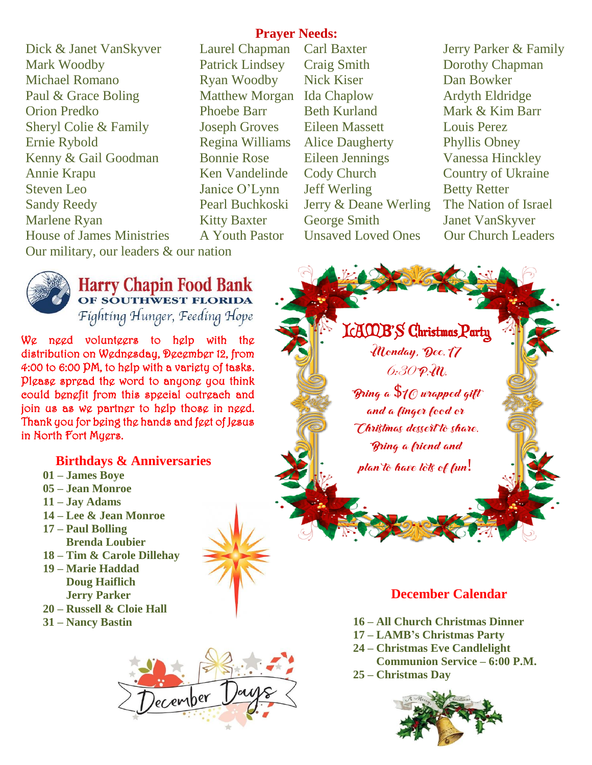## Prayer Needs:

Dick & Janet VanSkyver
Mark Woodby
Michael Romano
Paul & Grace Boling
Orion Predko
Sheryl Colie & Family
Ernie Rybold
Kenny & Gail Goodman
Annie Krapu
Steven Leo
Sandy Reedy
Marlene Ryan
House of James Ministries
Our military, our leaders & our nation

Laurel Chapman
Patrick Lindsey
Ryan Woodby
Matthew Morgan
Phoebe Barr
Joseph Groves
Regina Williams
Bonnie Rose
Ken Vandelinde
Janice O'Lynn
Pearl Buchkoski
Kitty Baxter
A Youth Pastor

Carl Baxter
Craig Smith
Nick Kiser
Ida Chaplow
Beth Kurland
Eileen Massett
Alice Daugherty
Eileen Jennings
Cody Church
Jeff Werling
Jerry & Deane Werling
George Smith
Unsaved Loved Ones

Jerry Parker & Family
Dorothy Chapman
Dan Bowker
Ardyth Eldridge
Mark & Kim Barr
Louis Perez
Phyllis Obney
Vanessa Hinckley
Country of Ukraine
Betty Retter
The Nation of Israel
Janet VanSkyver
Our Church Leaders

## Harry Chapin Food Bank OF SOUTHWEST FLORIDA

*Fighting Hunger, Feeding Hope*

We need volunteers to help with the distribution on Wednesday, December 12, from 4:00 to 6:00 PM, to help with a variety of tasks. Please spread the word to anyone you think could benefit from this special outreach and join us as we partner to help those in need. Thank you for being the hands and feet of Jesus in North Fort Myers.

## LAMB'S Christmas Party

*Monday, Dec. 17*
*6:30 P.M.*
*Bring a $10 wrapped gift and a finger food or Christmas dessert to share. Bring a friend and plan to have lots of fun!*

## Birthdays & Anniversaries

**01 – James Boye**
**05 – Jean Monroe**
**11 – Jay Adams**
**14 – Lee & Jean Monroe**
**17 – Paul Bolling**
**Brenda Loubier**
**18 – Tim & Carole Dillehay**
**19 – Marie Haddad**
**Doug Haiflich**
**Jerry Parker**
**20 – Russell & Cloie Hall**
**31 – Nancy Bastin**

December Days

## December Calendar

**16 – All Church Christmas Dinner**
**17 – LAMB's Christmas Party**
**24 – Christmas Eve Candlelight Communion Service – 6:00 P.M.**
**25 – Christmas Day**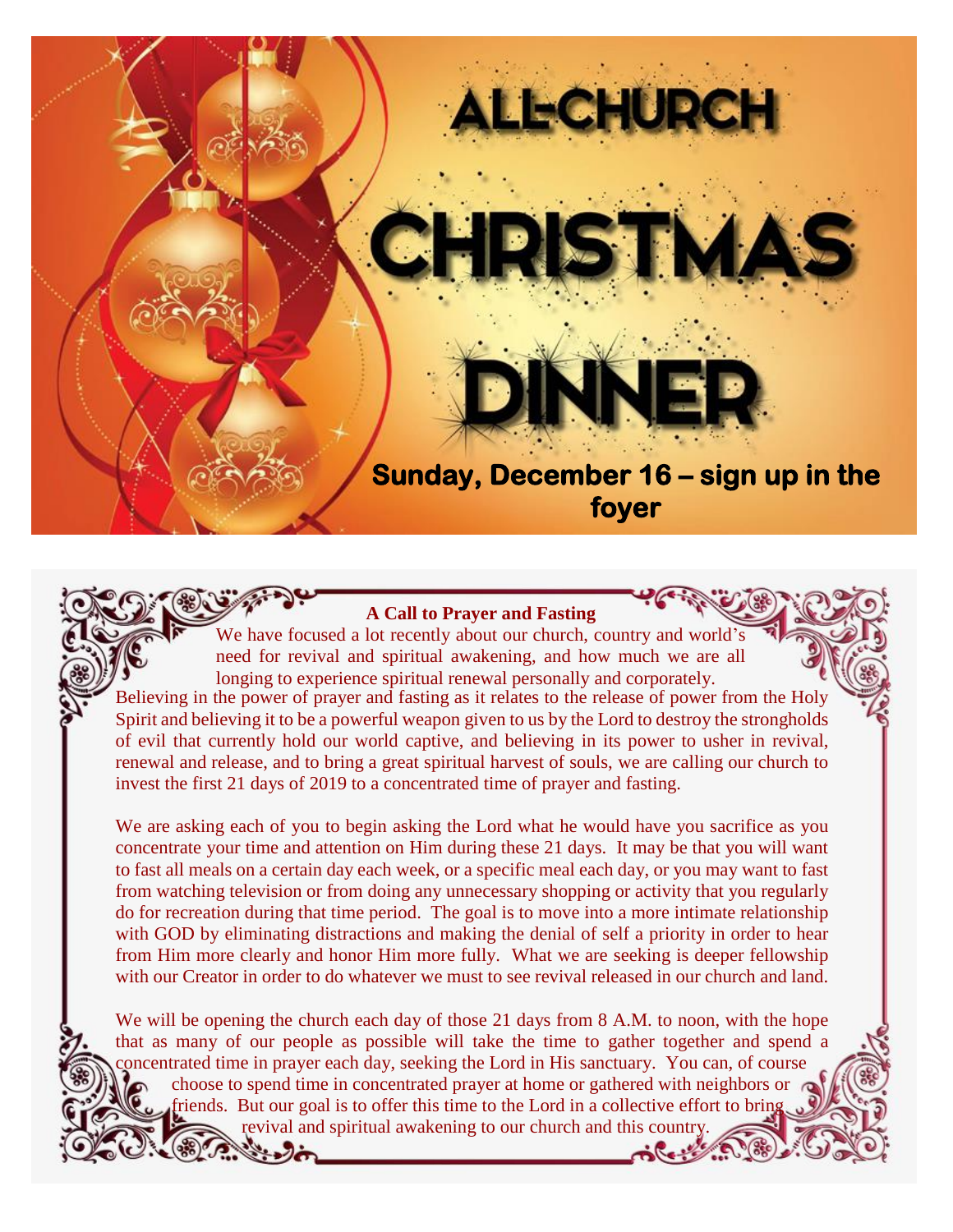# ALL-CHURCH CHRISTMAS DINNER

**Sunday, December 16 – sign up in the foyer**

**A Call to Prayer and Fasting**

We have focused a lot recently about our church, country and world's need for revival and spiritual awakening, and how much we are all longing to experience spiritual renewal personally and corporately. Believing in the power of prayer and fasting as it relates to the release of power from the Holy Spirit and believing it to be a powerful weapon given to us by the Lord to destroy the strongholds of evil that currently hold our world captive, and believing in its power to usher in revival, renewal and release, and to bring a great spiritual harvest of souls, we are calling our church to invest the first 21 days of 2019 to a concentrated time of prayer and fasting.

We are asking each of you to begin asking the Lord what he would have you sacrifice as you concentrate your time and attention on Him during these 21 days. It may be that you will want to fast all meals on a certain day each week, or a specific meal each day, or you may want to fast from watching television or from doing any unnecessary shopping or activity that you regularly do for recreation during that time period. The goal is to move into a more intimate relationship with GOD by eliminating distractions and making the denial of self a priority in order to hear from Him more clearly and honor Him more fully. What we are seeking is deeper fellowship with our Creator in order to do whatever we must to see revival released in our church and land.

We will be opening the church each day of those 21 days from 8 A.M. to noon, with the hope that as many of our people as possible will take the time to gather together and spend a concentrated time in prayer each day, seeking the Lord in His sanctuary. You can, of course choose to spend time in concentrated prayer at home or gathered with neighbors or friends. But our goal is to offer this time to the Lord in a collective effort to bring revival and spiritual awakening to our church and this country.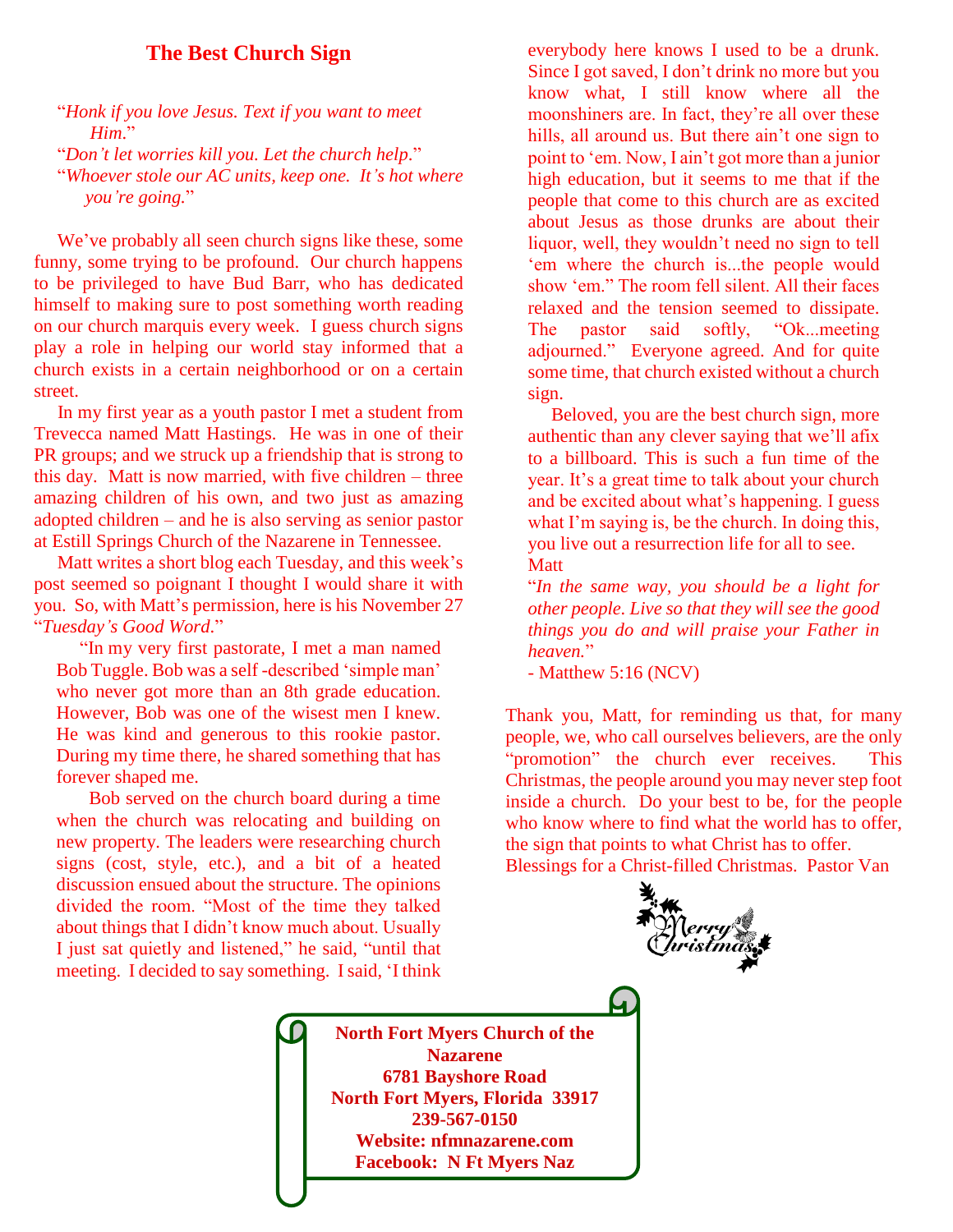## The Best Church Sign

"*Honk if you love Jesus. Text if you want to meet Him.*"
"*Don't let worries kill you. Let the church help*."
"*Whoever stole our AC units, keep one. It's hot where you're going.*"

We've probably all seen church signs like these, some funny, some trying to be profound. Our church happens to be privileged to have Bud Barr, who has dedicated himself to making sure to post something worth reading on our church marquis every week. I guess church signs play a role in helping our world stay informed that a church exists in a certain neighborhood or on a certain street.

In my first year as a youth pastor I met a student from Trevecca named Matt Hastings. He was in one of their PR groups; and we struck up a friendship that is strong to this day. Matt is now married, with five children – three amazing children of his own, and two just as amazing adopted children – and he is also serving as senior pastor at Estill Springs Church of the Nazarene in Tennessee.

Matt writes a short blog each Tuesday, and this week's post seemed so poignant I thought I would share it with you. So, with Matt's permission, here is his November 27 "*Tuesday's Good Word*."

> "In my very first pastorate, I met a man named Bob Tuggle. Bob was a self -described 'simple man' who never got more than an 8th grade education. However, Bob was one of the wisest men I knew. He was kind and generous to this rookie pastor. During my time there, he shared something that has forever shaped me.
>
> Bob served on the church board during a time when the church was relocating and building on new property. The leaders were researching church signs (cost, style, etc.), and a bit of a heated discussion ensued about the structure. The opinions divided the room. "Most of the time they talked about things that I didn't know much about. Usually I just sat quietly and listened," he said, "until that meeting. I decided to say something. I said, 'I think everybody here knows I used to be a drunk. Since I got saved, I don't drink no more but you know what, I still know where all the moonshiners are. In fact, they're all over these hills, all around us. But there ain't one sign to point to 'em. Now, I ain't got more than a junior high education, but it seems to me that if the people that come to this church are as excited about Jesus as those drunks are about their liquor, well, they wouldn't need no sign to tell 'em where the church is...the people would show 'em." The room fell silent. All their faces relaxed and the tension seemed to dissipate. The pastor said softly, "Ok...meeting adjourned." Everyone agreed. And for quite some time, that church existed without a church sign.
>
> Beloved, you are the best church sign, more authentic than any clever saying that we'll afix to a billboard. This is such a fun time of the year. It's a great time to talk about your church and be excited about what's happening. I guess what I'm saying is, be the church. In doing this, you live out a resurrection life for all to see.
> Matt
>
> "*In the same way, you should be a light for other people. Live so that they will see the good things you do and will praise your Father in heaven.*"
> - Matthew 5:16 (NCV)

Thank you, Matt, for reminding us that, for many people, we, who call ourselves believers, are the only "promotion" the church ever receives. This Christmas, the people around you may never step foot inside a church. Do your best to be, for the people who know where to find what the world has to offer, the sign that points to what Christ has to offer.
Blessings for a Christ-filled Christmas. Pastor Van

Merry Christmas

**North Fort Myers Church of the Nazarene**
**6781 Bayshore Road**
**North Fort Myers, Florida 33917**
**239-567-0150**
**Website: nfmnazarene.com**
**Facebook: N Ft Myers Naz**